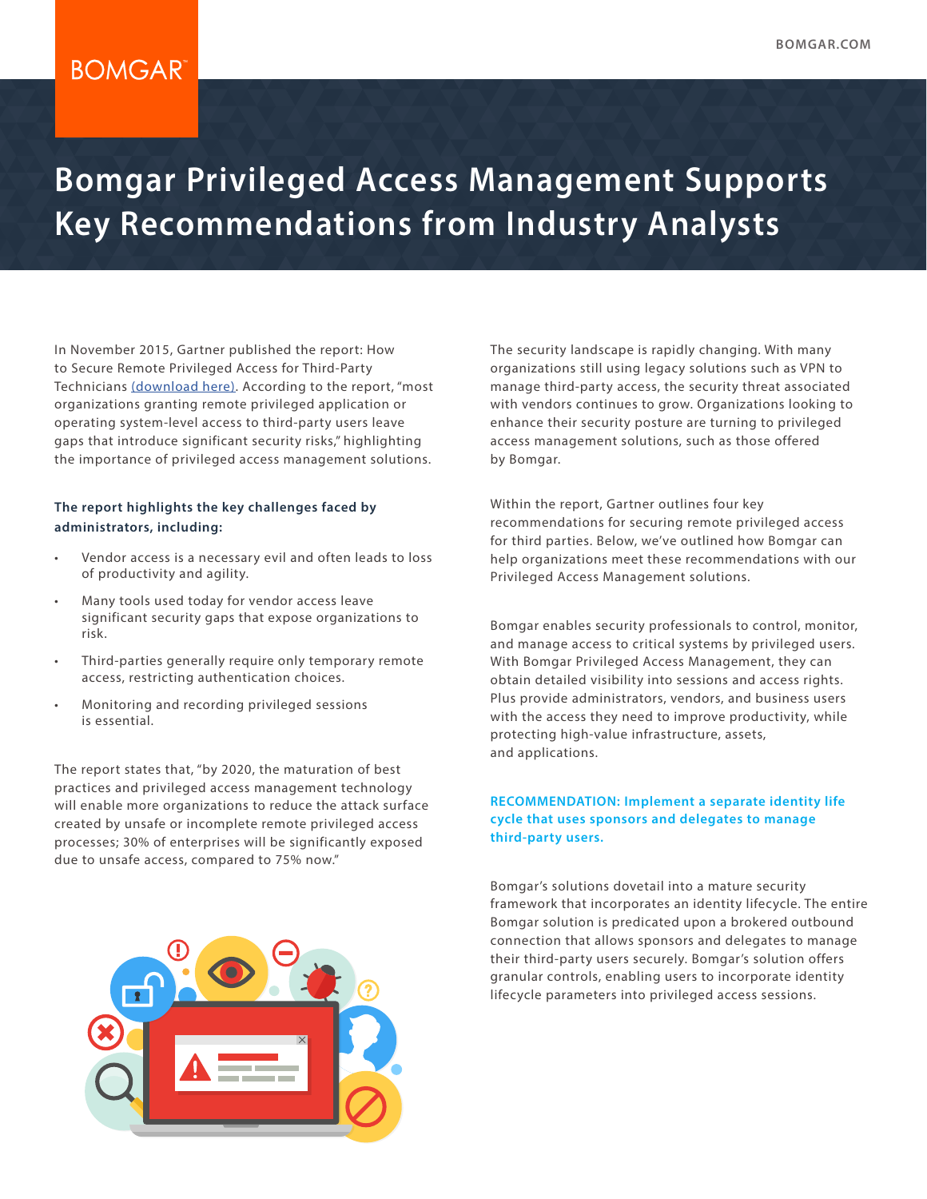# Bomgar Privileged Access Management Supports Key Recommendations from Industry Analysts

In November 2015, Gartner published the report: How to Secure Remote Privileged Access for Third-Party Technicians (download here). According to the report, "most organizations granting remote privileged application or operating system-level access to third-party users leave gaps that introduce significant security risks," highlighting the importance of privileged access management solutions.

**The report highlights the key challenges faced by administrators, including:**

- Vendor access is a necessary evil and often leads to loss of productivity and agility.
- Many tools used today for vendor access leave significant security gaps that expose organizations to risk.
- Third-parties generally require only temporary remote access, restricting authentication choices.
- Monitoring and recording privileged sessions is essential.

The report states that, "by 2020, the maturation of best practices and privileged access management technology will enable more organizations to reduce the attack surface created by unsafe or incomplete remote privileged access processes; 30% of enterprises will be significantly exposed due to unsafe access, compared to 75% now."

The security landscape is rapidly changing. With many organizations still using legacy solutions such as VPN to manage third-party access, the security threat associated with vendors continues to grow. Organizations looking to enhance their security posture are turning to privileged access management solutions, such as those offered by Bomgar.

Within the report, Gartner outlines four key recommendations for securing remote privileged access for third parties. Below, we've outlined how Bomgar can help organizations meet these recommendations with our Privileged Access Management solutions.

Bomgar enables security professionals to control, monitor, and manage access to critical systems by privileged users. With Bomgar Privileged Access Management, they can obtain detailed visibility into sessions and access rights. Plus provide administrators, vendors, and business users with the access they need to improve productivity, while protecting high-value infrastructure, assets, and applications.

### RECOMMENDATION: Implement a separate identity life cycle that uses sponsors and delegates to manage third-party users.

Bomgar's solutions dovetail into a mature security framework that incorporates an identity lifecycle. The entire Bomgar solution is predicated upon a brokered outbound connection that allows sponsors and delegates to manage their third-party users securely. Bomgar's solution offers granular controls, enabling users to incorporate identity lifecycle parameters into privileged access sessions.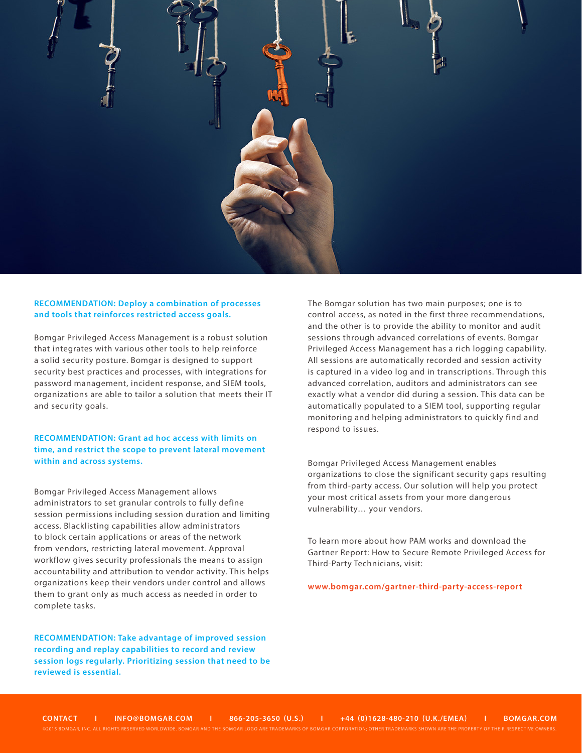**RECOMMENDATION: Deploy a combination of processes and tools that reinforces restricted access goals.**

Bomgar Privileged Access Management is a robust solution that integrates with various other tools to help reinforce a solid security posture. Bomgar is designed to support security best practices and processes, with integrations for password management, incident response, and SIEM tools, organizations are able to tailor a solution that meets their IT and security goals.

**RECOMMENDATION: Grant ad hoc access with limits on time, and restrict the scope to prevent lateral movement within and across systems.**

Bomgar Privileged Access Management allows administrators to set granular controls to fully define session permissions including session duration and limiting access. Blacklisting capabilities allow administrators to block certain applications or areas of the network from vendors, restricting lateral movement. Approval workflow gives security professionals the means to assign accountability and attribution to vendor activity. This helps organizations keep their vendors under control and allows them to grant only as much access as needed in order to complete tasks.

**RECOMMENDATION: Take advantage of improved session recording and replay capabilities to record and review session logs regularly. Prioritizing session that need to be reviewed is essential.**

The Bomgar solution has two main purposes; one is to control access, as noted in the first three recommendations, and the other is to provide the ability to monitor and audit sessions through advanced correlations of events. Bomgar Privileged Access Management has a rich logging capability. All sessions are automatically recorded and session activity is captured in a video log and in transcriptions. Through this advanced correlation, auditors and administrators can see exactly what a vendor did during a session. This data can be automatically populated to a SIEM tool, supporting regular monitoring and helping administrators to quickly find and respond to issues.

Bomgar Privileged Access Management enables organizations to close the significant security gaps resulting from third-party access. Our solution will help you protect your most critical assets from your more dangerous vulnerability… your vendors.

To learn more about how PAM works and download the Gartner Report: How to Secure Remote Privileged Access for Third-Party Technicians, visit:

**www.bomgar.com/gartner-third-party-access-report**

CONTACT | INFO@BOMGAR.COM | 866-205-3650 (U.S.) | +44 (0)1628-480-210 (U.K./EMEA) | BOMGAR.COM

©2015 BOMGAR, INC. ALL RIGHTS RESERVED WORLDWIDE. BOMGAR AND THE BOMGAR LOGO ARE TRADEMARKS OF BOMGAR CORPORATION; OTHER TRADEMARKS SHOWN ARE THE PROPERTY OF THEIR RESPECTIVE OWNERS.